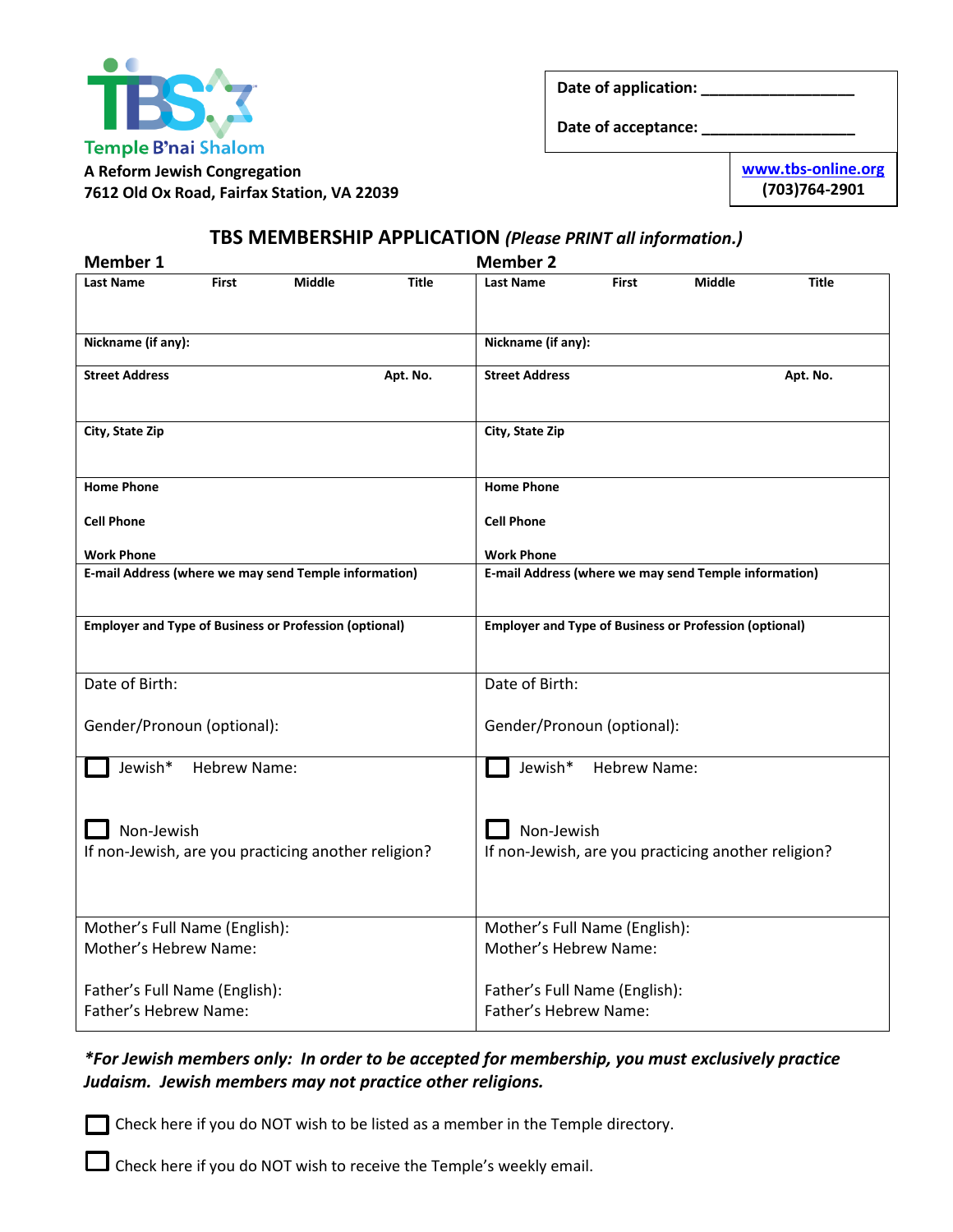Temple B'nai Shalom

A Reform Jewish Congregation
7612 Old Ox Road, Fairfax Station, VA 22039

Date of application: __________________

Date of acceptance: __________________

www.tbs-online.org
(703)764-2901

## TBS MEMBERSHIP APPLICATION *(Please PRINT all information.)*

| Member 1 | Member 2 |
|---|---|
| **Last Name** **First** **Middle** **Title** | **Last Name** **First** **Middle** **Title** |
| **Nickname (if any):** | **Nickname (if any):** |
| **Street Address** **Apt. No.** | **Street Address** **Apt. No.** |
| **City, State Zip** | **City, State Zip** |
| **Home Phone**<br>**Cell Phone**<br>**Work Phone** | **Home Phone**<br>**Cell Phone**<br>**Work Phone** |
| **E-mail Address (where we may send Temple information)** | **E-mail Address (where we may send Temple information)** |
| **Employer and Type of Business or Profession (optional)** | **Employer and Type of Business or Profession (optional)** |
| Date of Birth:<br>Gender/Pronoun (optional): | Date of Birth:<br>Gender/Pronoun (optional): |
| ☐ Jewish* Hebrew Name:<br>☐ Non-Jewish<br>If non-Jewish, are you practicing another religion? | ☐ Jewish* Hebrew Name:<br>☐ Non-Jewish<br>If non-Jewish, are you practicing another religion? |
| Mother's Full Name (English):<br>Mother's Hebrew Name:<br>Father's Full Name (English):<br>Father's Hebrew Name: | Mother's Full Name (English):<br>Mother's Hebrew Name:<br>Father's Full Name (English):<br>Father's Hebrew Name: |

***For Jewish members only: In order to be accepted for membership, you must exclusively practice Judaism. Jewish members may not practice other religions.***

☐ Check here if you do NOT wish to be listed as a member in the Temple directory.

☐ Check here if you do NOT wish to receive the Temple's weekly email.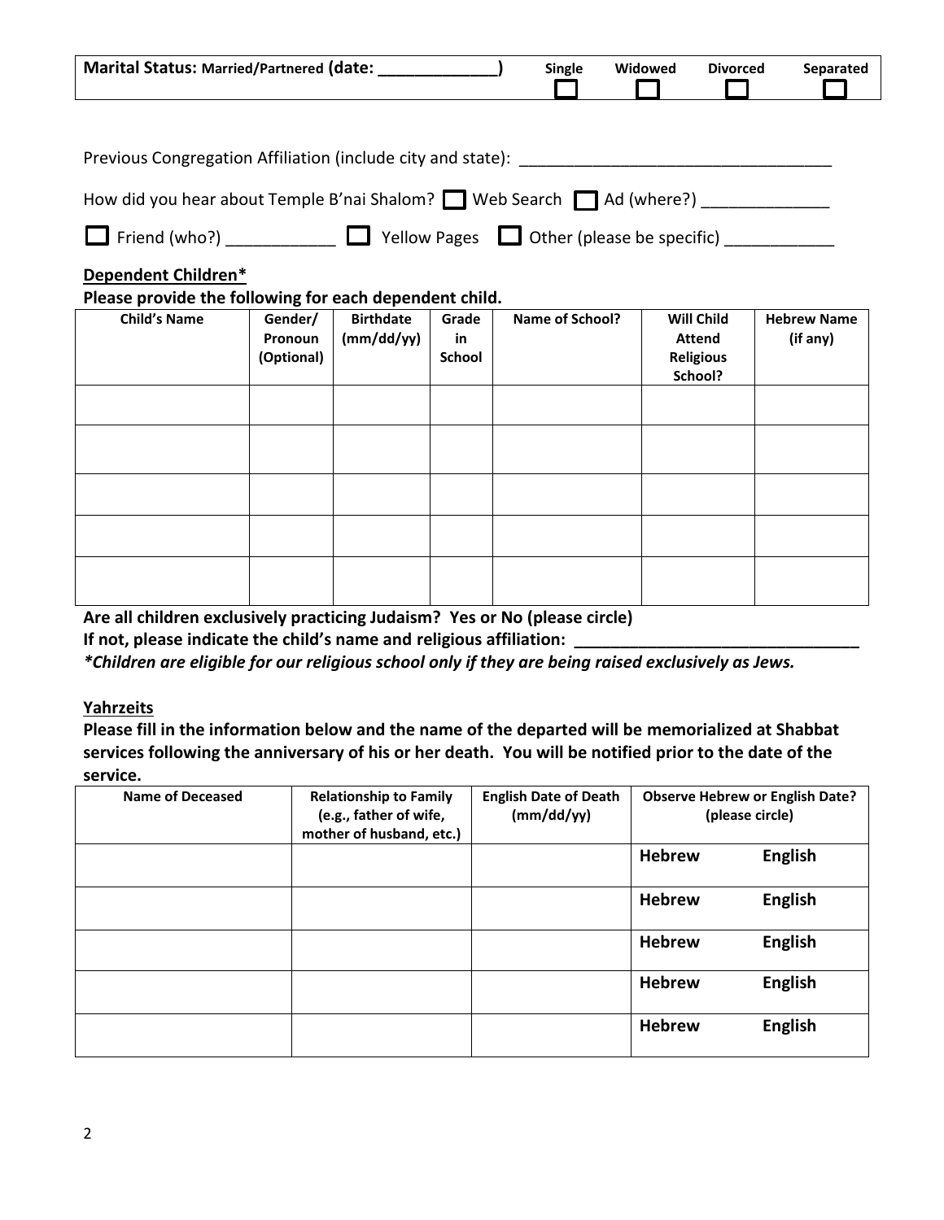| **Marital Status:** Married/Partnered (date: _____________) | Single ☐ | Widowed ☐ | Divorced ☐ | Separated ☐ |
|---|---|---|---|---|

Previous Congregation Affiliation (include city and state): _________________________________

How did you hear about Temple B'nai Shalom? ☐ Web Search ☐ Ad (where?) ______________

☐ Friend (who?) ____________ ☐ Yellow Pages ☐ Other (please be specific) ____________

**Dependent Children***

**Please provide the following for each dependent child.**

| Child's Name | Gender/ Pronoun (Optional) | Birthdate (mm/dd/yy) | Grade in School | Name of School? | Will Child Attend Religious School? | Hebrew Name (if any) |
|---|---|---|---|---|---|---|
| | | | | | | |
| | | | | | | |
| | | | | | | |
| | | | | | | |
| | | | | | | |

**Are all children exclusively practicing Judaism? Yes or No (please circle)**

**If not, please indicate the child's name and religious affiliation: _______________________________**

***Children are eligible for our religious school only if they are being raised exclusively as Jews.***

**Yahrzeits**

**Please fill in the information below and the name of the departed will be memorialized at Shabbat services following the anniversary of his or her death. You will be notified prior to the date of the service.**

| Name of Deceased | Relationship to Family (e.g., father of wife, mother of husband, etc.) | English Date of Death (mm/dd/yy) | Observe Hebrew or English Date? (please circle) |
|---|---|---|---|
| | | | **Hebrew English** |
| | | | **Hebrew English** |
| | | | **Hebrew English** |
| | | | **Hebrew English** |
| | | | **Hebrew English** |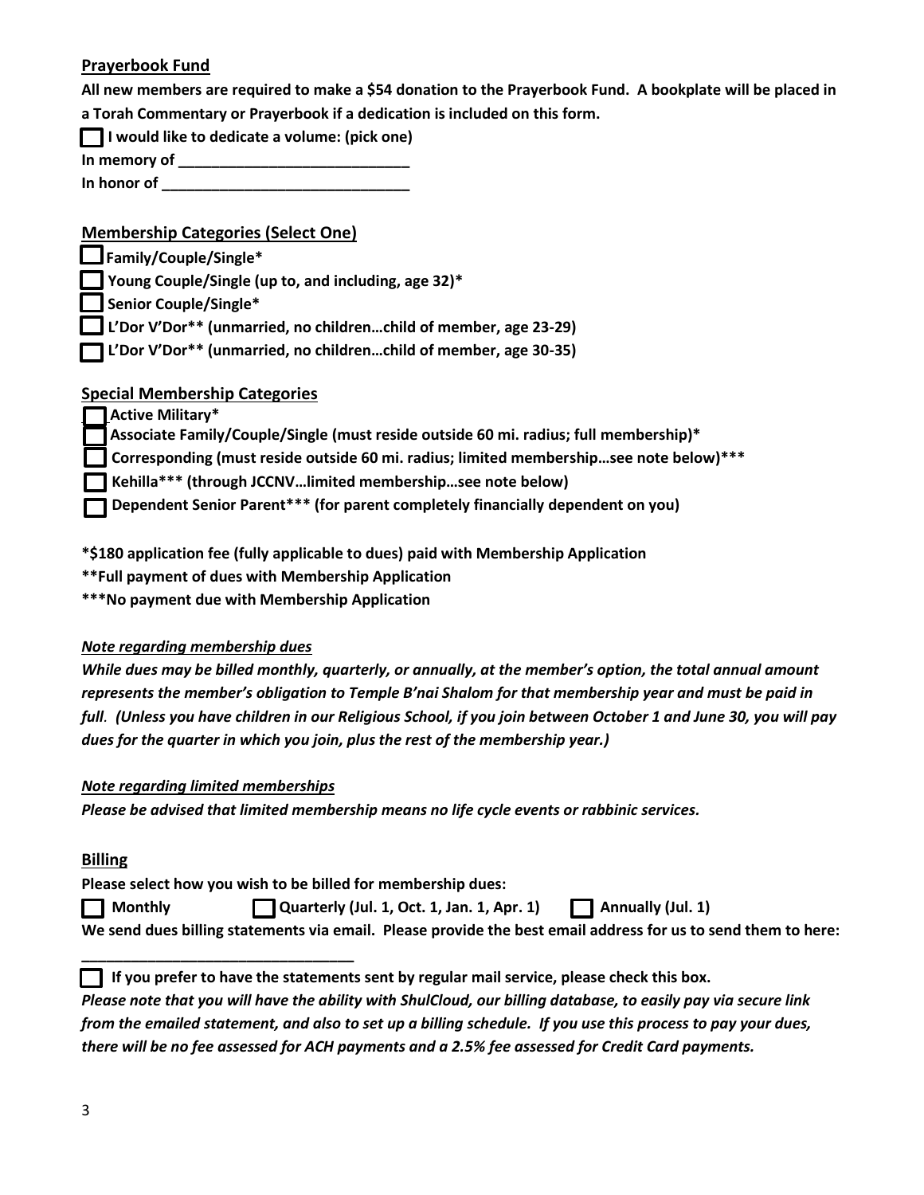## Prayerbook Fund

**All new members are required to make a $54 donation to the Prayerbook Fund. A bookplate will be placed in a Torah Commentary or Prayerbook if a dedication is included on this form.**

- [ ] **I would like to dedicate a volume: (pick one)**

**In memory of ___________________________**

**In honor of ______________________________**

## Membership Categories (Select One)

- [ ] **Family/Couple/Single***
- [ ] **Young Couple/Single (up to, and including, age 32)***
- [ ] **Senior Couple/Single***
- [ ] **L'Dor V'Dor** (unmarried, no children…child of member, age 23-29)**
- [ ] **L'Dor V'Dor** (unmarried, no children…child of member, age 30-35)**

## Special Membership Categories

- [ ] **Active Military***
- [ ] **Associate Family/Couple/Single (must reside outside 60 mi. radius; full membership)***
- [ ] **Corresponding (must reside outside 60 mi. radius; limited membership…see note below)*****
- [ ] **Kehilla*** (through JCCNV…limited membership…see note below)**
- [ ] **Dependent Senior Parent*** (for parent completely financially dependent on you)**

***$180 application fee (fully applicable to dues) paid with Membership Application**

****Full payment of dues with Membership Application**

*****No payment due with Membership Application**

***<u>Note regarding membership dues</u>***

***While dues may be billed monthly, quarterly, or annually, at the member's option, the total annual amount represents the member's obligation to Temple B'nai Shalom for that membership year and must be paid in full. (Unless you have children in our Religious School, if you join between October 1 and June 30, you will pay dues for the quarter in which you join, plus the rest of the membership year.)***

***<u>Note regarding limited memberships</u>***

***Please be advised that limited membership means no life cycle events or rabbinic services.***

## Billing

**Please select how you wish to be billed for membership dues:**

- [ ] **Monthly**
- [ ] **Quarterly (Jul. 1, Oct. 1, Jan. 1, Apr. 1)**
- [ ] **Annually (Jul. 1)**

**We send dues billing statements via email. Please provide the best email address for us to send them to here:**

**_________________________________**

- [ ] **If you prefer to have the statements sent by regular mail service, please check this box.**

***Please note that you will have the ability with ShulCloud, our billing database, to easily pay via secure link from the emailed statement, and also to set up a billing schedule. If you use this process to pay your dues, there will be no fee assessed for ACH payments and a 2.5% fee assessed for Credit Card payments.***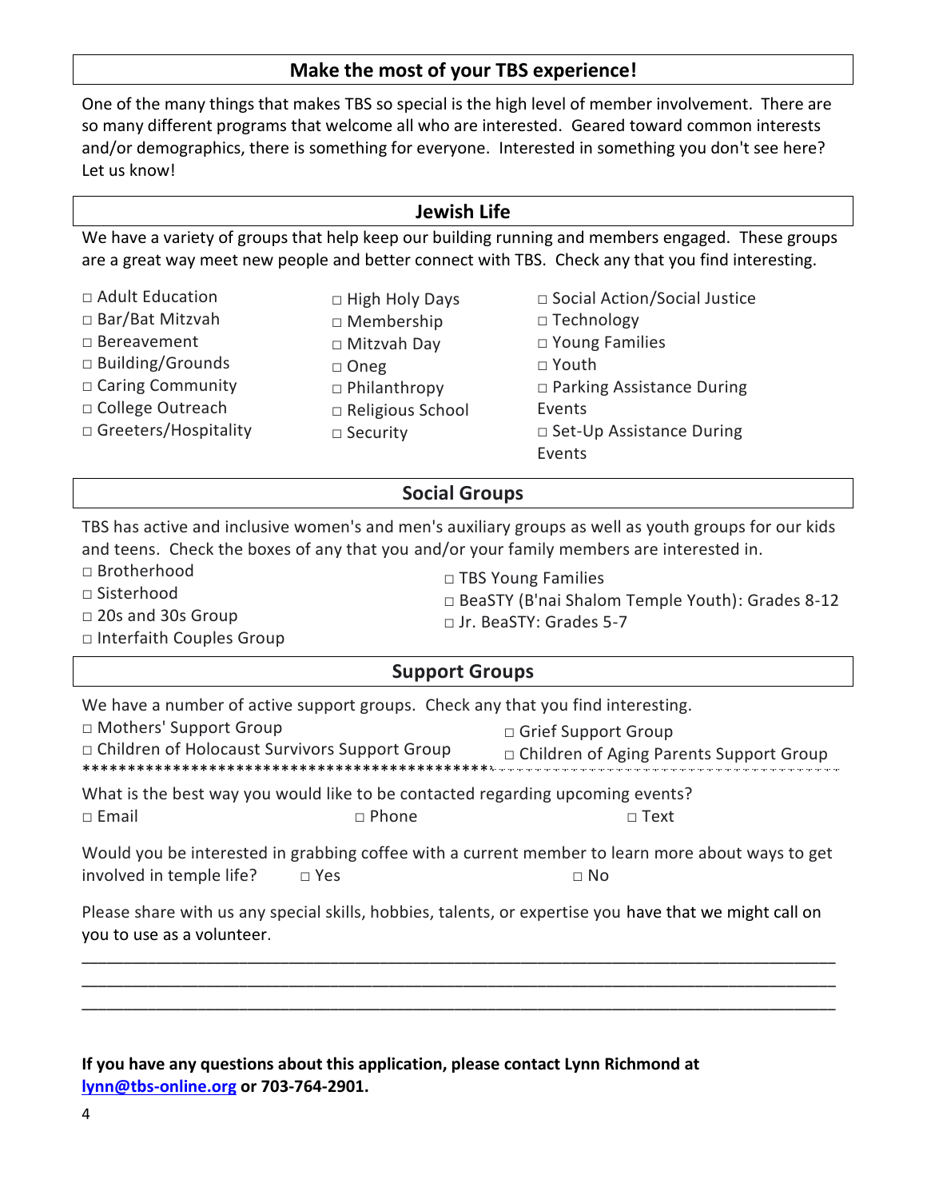## Make the most of your TBS experience!

One of the many things that makes TBS so special is the high level of member involvement. There are so many different programs that welcome all who are interested. Geared toward common interests and/or demographics, there is something for everyone. Interested in something you don't see here? Let us know!

## Jewish Life

We have a variety of groups that help keep our building running and members engaged. These groups are a great way meet new people and better connect with TBS. Check any that you find interesting.

- □ Adult Education
- □ Bar/Bat Mitzvah
- □ Bereavement
- □ Building/Grounds
- □ Caring Community
- □ College Outreach
- □ Greeters/Hospitality
- □ High Holy Days
- □ Membership
- □ Mitzvah Day
- □ Oneg
- □ Philanthropy
- □ Religious School
- □ Security
- □ Social Action/Social Justice
- □ Technology
- □ Young Families
- □ Youth
- □ Parking Assistance During Events
- □ Set-Up Assistance During Events

## Social Groups

TBS has active and inclusive women's and men's auxiliary groups as well as youth groups for our kids and teens. Check the boxes of any that you and/or your family members are interested in.

- □ Brotherhood
- □ Sisterhood
- □ 20s and 30s Group
- □ Interfaith Couples Group
- □ TBS Young Families
- □ BeaSTY (B'nai Shalom Temple Youth): Grades 8-12
- □ Jr. BeaSTY: Grades 5-7

## Support Groups

We have a number of active support groups. Check any that you find interesting.

- □ Mothers' Support Group
- □ Children of Holocaust Survivors Support Group
- □ Grief Support Group
- □ Children of Aging Parents Support Group

**************************************************************************************

What is the best way you would like to be contacted regarding upcoming events?

□ Email □ Phone □ Text

Would you be interested in grabbing coffee with a current member to learn more about ways to get involved in temple life? □ Yes □ No

Please share with us any special skills, hobbies, talents, or expertise you have that we might call on you to use as a volunteer.

________________________________________________________________________________

________________________________________________________________________________

________________________________________________________________________________

**If you have any questions about this application, please contact Lynn Richmond at lynn@tbs-online.org or 703-764-2901.**